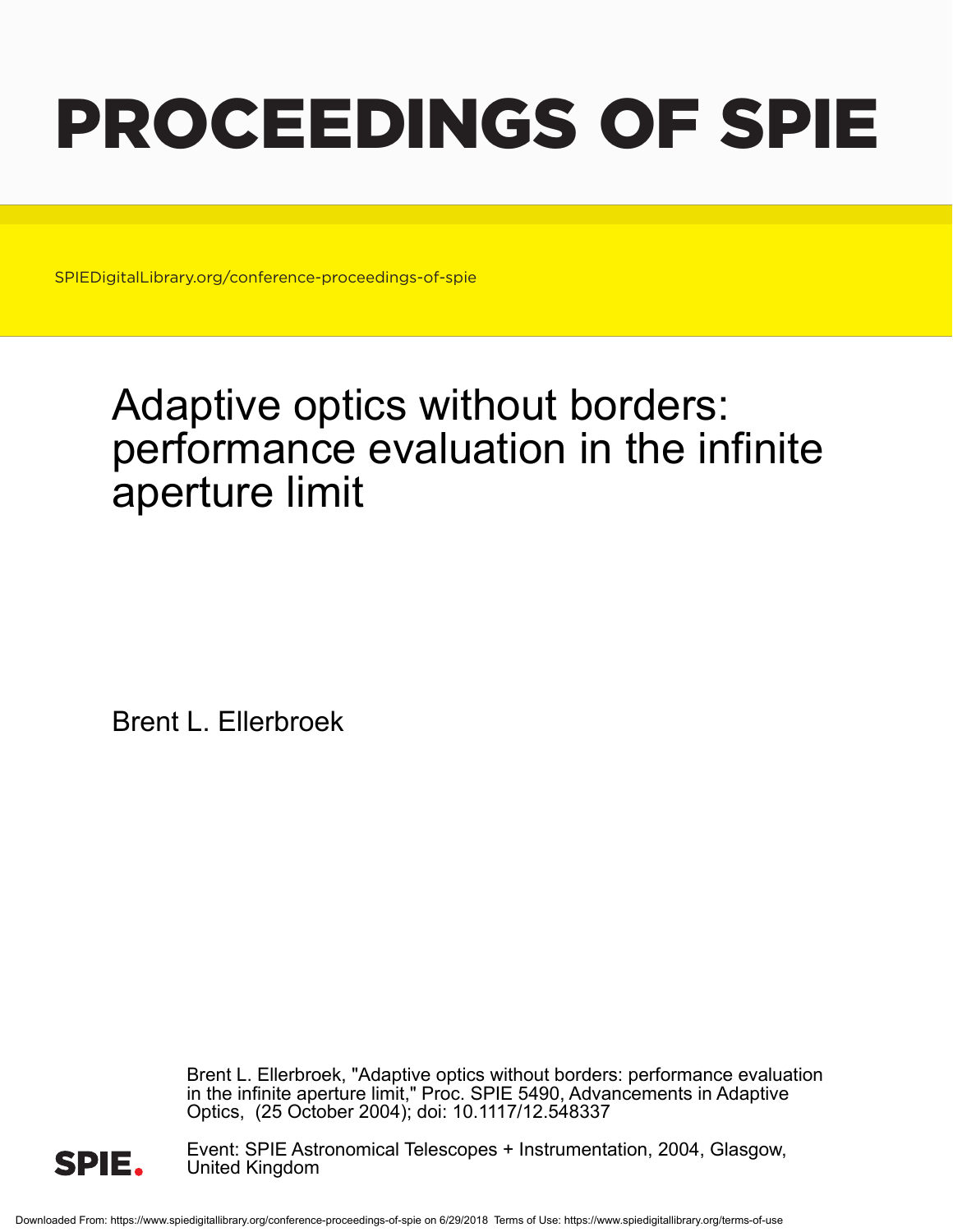# PROCEEDINGS OF SPIE

SPIEDigitalLibrary.org/conference-proceedings-of-spie

# Adaptive optics without borders: performance evaluation in the infinite aperture limit

Brent L. Ellerbroek

Brent L. Ellerbroek, "Adaptive optics without borders: performance evaluation in the infinite aperture limit," Proc. SPIE 5490, Advancements in Adaptive Optics, (25 October 2004); doi: 10.1117/12.548337

Event: SPIE Astronomical Telescopes + Instrumentation, 2004, Glasgow, United Kingdom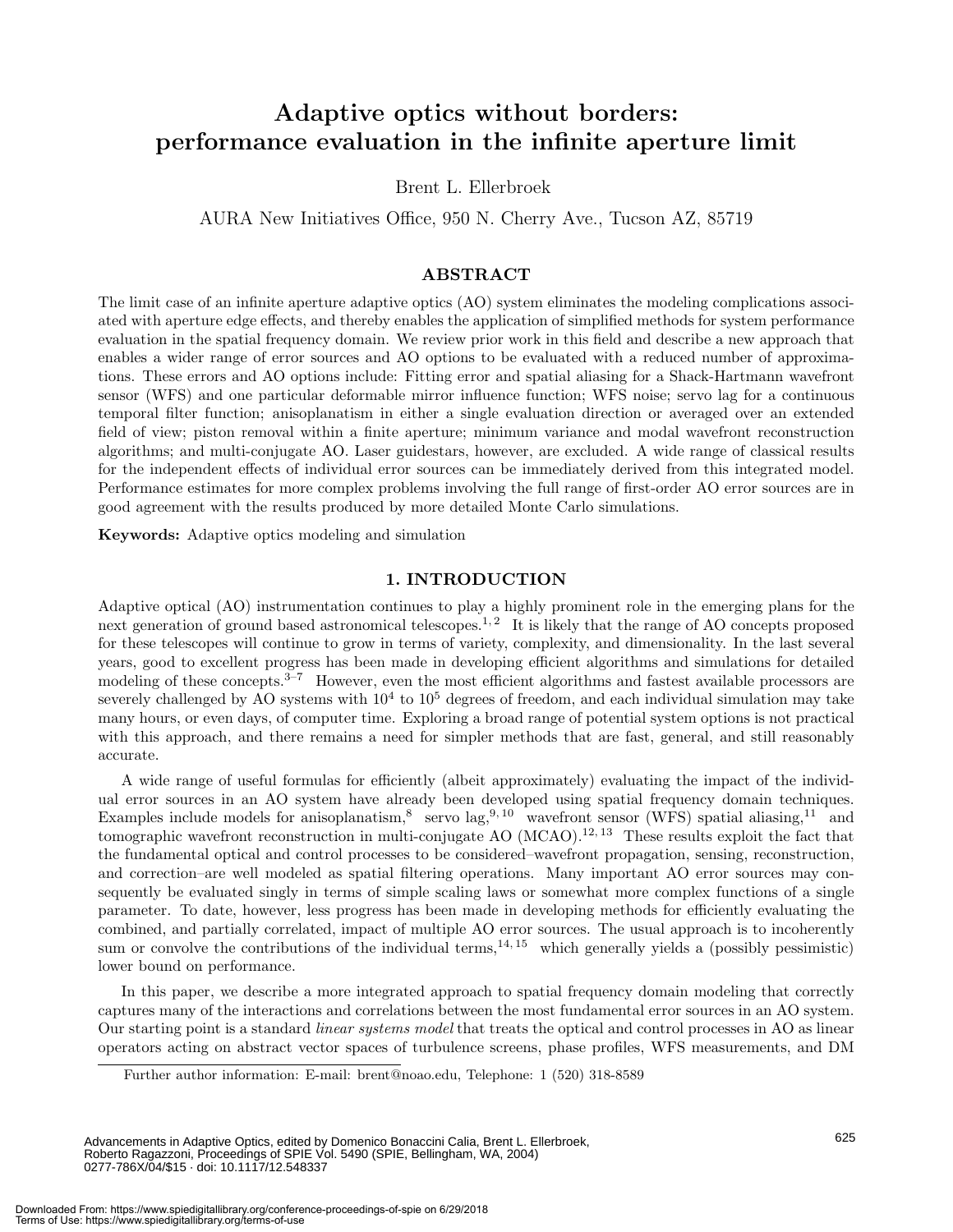# Adaptive optics without borders: performance evaluation in the infinite aperture limit

Brent L. Ellerbroek

AURA New Initiatives Office, 950 N. Cherry Ave., Tucson AZ, 85719

## ABSTRACT

The limit case of an infinite aperture adaptive optics (AO) system eliminates the modeling complications associated with aperture edge effects, and thereby enables the application of simplified methods for system performance evaluation in the spatial frequency domain. We review prior work in this field and describe a new approach that enables a wider range of error sources and AO options to be evaluated with a reduced number of approximations. These errors and AO options include: Fitting error and spatial aliasing for a Shack-Hartmann wavefront sensor (WFS) and one particular deformable mirror influence function; WFS noise; servo lag for a continuous temporal filter function; anisoplanatism in either a single evaluation direction or averaged over an extended field of view; piston removal within a finite aperture; minimum variance and modal wavefront reconstruction algorithms; and multi-conjugate AO. Laser guidestars, however, are excluded. A wide range of classical results for the independent effects of individual error sources can be immediately derived from this integrated model. Performance estimates for more complex problems involving the full range of first-order AO error sources are in good agreement with the results produced by more detailed Monte Carlo simulations.

**Keywords:** Adaptive optics modeling and simulation

## 1. INTRODUCTION

Adaptive optical (AO) instrumentation continues to play a highly prominent role in the emerging plans for the next generation of ground based astronomical telescopes.[1,2] It is likely that the range of AO concepts proposed for these telescopes will continue to grow in terms of variety, complexity, and dimensionality. In the last several years, good to excellent progress has been made in developing efficient algorithms and simulations for detailed modeling of these concepts.[3–7] However, even the most efficient algorithms and fastest available processors are severely challenged by AO systems with $10^4$ to $10^5$ degrees of freedom, and each individual simulation may take many hours, or even days, of computer time. Exploring a broad range of potential system options is not practical with this approach, and there remains a need for simpler methods that are fast, general, and still reasonably accurate.

A wide range of useful formulas for efficiently (albeit approximately) evaluating the impact of the individual error sources in an AO system have already been developed using spatial frequency domain techniques. Examples include models for anisoplanatism,[8] servo lag,[9,10] wavefront sensor (WFS) spatial aliasing,[11] and tomographic wavefront reconstruction in multi-conjugate AO (MCAO).[12,13] These results exploit the fact that the fundamental optical and control processes to be considered–wavefront propagation, sensing, reconstruction, and correction–are well modeled as spatial filtering operations. Many important AO error sources may consequently be evaluated singly in terms of simple scaling laws or somewhat more complex functions of a single parameter. To date, however, less progress has been made in developing methods for efficiently evaluating the combined, and partially correlated, impact of multiple AO error sources. The usual approach is to incoherently sum or convolve the contributions of the individual terms,[14,15] which generally yields a (possibly pessimistic) lower bound on performance.

In this paper, we describe a more integrated approach to spatial frequency domain modeling that correctly captures many of the interactions and correlations between the most fundamental error sources in an AO system. Our starting point is a standard *linear systems model* that treats the optical and control processes in AO as linear operators acting on abstract vector spaces of turbulence screens, phase profiles, WFS measurements, and DM

Further author information: E-mail: brent@noao.edu, Telephone: 1 (520) 318-8589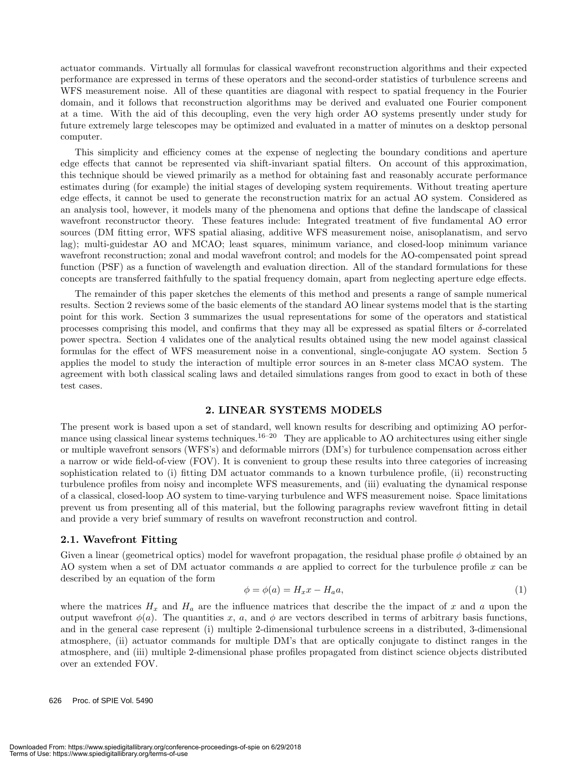actuator commands. Virtually all formulas for classical wavefront reconstruction algorithms and their expected performance are expressed in terms of these operators and the second-order statistics of turbulence screens and WFS measurement noise. All of these quantities are diagonal with respect to spatial frequency in the Fourier domain, and it follows that reconstruction algorithms may be derived and evaluated one Fourier component at a time. With the aid of this decoupling, even the very high order AO systems presently under study for future extremely large telescopes may be optimized and evaluated in a matter of minutes on a desktop personal computer.

This simplicity and efficiency comes at the expense of neglecting the boundary conditions and aperture edge effects that cannot be represented via shift-invariant spatial filters. On account of this approximation, this technique should be viewed primarily as a method for obtaining fast and reasonably accurate performance estimates during (for example) the initial stages of developing system requirements. Without treating aperture edge effects, it cannot be used to generate the reconstruction matrix for an actual AO system. Considered as an analysis tool, however, it models many of the phenomena and options that define the landscape of classical wavefront reconstructor theory. These features include: Integrated treatment of five fundamental AO error sources (DM fitting error, WFS spatial aliasing, additive WFS measurement noise, anisoplanatism, and servo lag); multi-guidestar AO and MCAO; least squares, minimum variance, and closed-loop minimum variance wavefront reconstruction; zonal and modal wavefront control; and models for the AO-compensated point spread function (PSF) as a function of wavelength and evaluation direction. All of the standard formulations for these concepts are transferred faithfully to the spatial frequency domain, apart from neglecting aperture edge effects.

The remainder of this paper sketches the elements of this method and presents a range of sample numerical results. Section 2 reviews some of the basic elements of the standard AO linear systems model that is the starting point for this work. Section 3 summarizes the usual representations for some of the operators and statistical processes comprising this model, and confirms that they may all be expressed as spatial filters or $\delta$-correlated power spectra. Section 4 validates one of the analytical results obtained using the new model against classical formulas for the effect of WFS measurement noise in a conventional, single-conjugate AO system. Section 5 applies the model to study the interaction of multiple error sources in an 8-meter class MCAO system. The agreement with both classical scaling laws and detailed simulations ranges from good to exact in both of these test cases.

## 2. LINEAR SYSTEMS MODELS

The present work is based upon a set of standard, well known results for describing and optimizing AO performance using classical linear systems techniques.[16–20] They are applicable to AO architectures using either single or multiple wavefront sensors (WFS's) and deformable mirrors (DM's) for turbulence compensation across either a narrow or wide field-of-view (FOV). It is convenient to group these results into three categories of increasing sophistication related to (i) fitting DM actuator commands to a known turbulence profile, (ii) reconstructing turbulence profiles from noisy and incomplete WFS measurements, and (iii) evaluating the dynamical response of a classical, closed-loop AO system to time-varying turbulence and WFS measurement noise. Space limitations prevent us from presenting all of this material, but the following paragraphs review wavefront fitting in detail and provide a very brief summary of results on wavefront reconstruction and control.

### 2.1. Wavefront Fitting

Given a linear (geometrical optics) model for wavefront propagation, the residual phase profile $\phi$ obtained by an AO system when a set of DM actuator commands $a$ are applied to correct for the turbulence profile $x$ can be described by an equation of the form

$$\phi = \phi(a) = H_x x - H_a a, \tag{1}$$

where the matrices $H_x$ and $H_a$ are the influence matrices that describe the the impact of $x$ and $a$ upon the output wavefront $\phi(a)$. The quantities $x$, $a$, and $\phi$ are vectors described in terms of arbitrary basis functions, and in the general case represent (i) multiple 2-dimensional turbulence screens in a distributed, 3-dimensional atmosphere, (ii) actuator commands for multiple DM's that are optically conjugate to distinct ranges in the atmosphere, and (iii) multiple 2-dimensional phase profiles propagated from distinct science objects distributed over an extended FOV.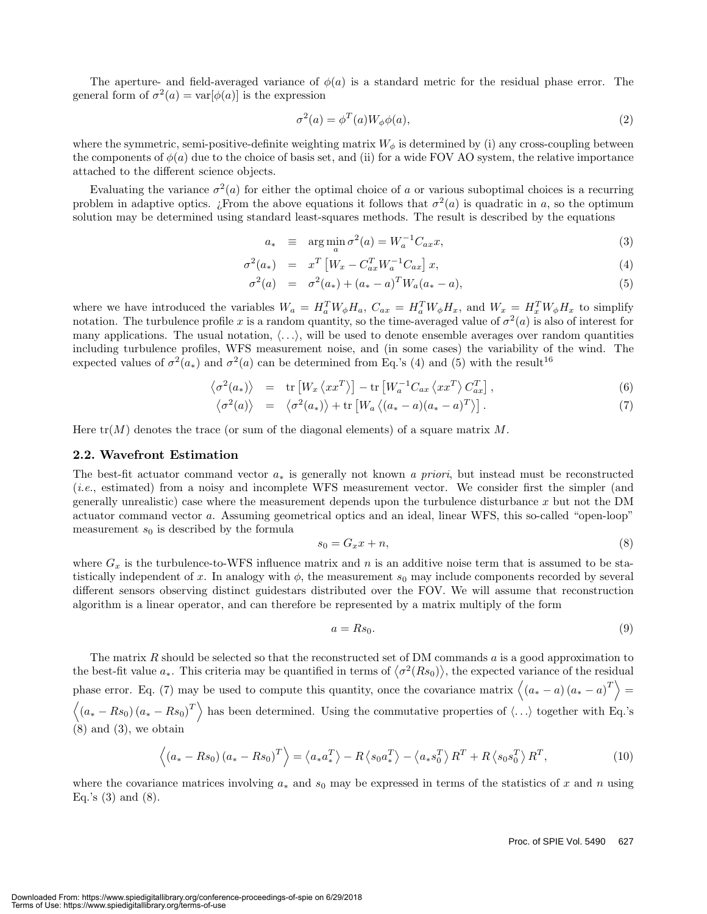The aperture- and field-averaged variance of $\phi(a)$ is a standard metric for the residual phase error. The general form of $\sigma^2(a) = \text{var}[\phi(a)]$ is the expression

$$\sigma^2(a) = \phi^T(a) W_\phi \phi(a), \tag{2}$$

where the symmetric, semi-positive-definite weighting matrix $W_\phi$ is determined by (i) any cross-coupling between the components of $\phi(a)$ due to the choice of basis set, and (ii) for a wide FOV AO system, the relative importance attached to the different science objects.

Evaluating the variance $\sigma^2(a)$ for either the optimal choice of $a$ or various suboptimal choices is a recurring problem in adaptive optics. ¿From the above equations it follows that $\sigma^2(a)$ is quadratic in $a$, so the optimum solution may be determined using standard least-squares methods. The result is described by the equations

$$a_* \equiv \arg\min_a \sigma^2(a) = W_a^{-1} C_{ax} x, \tag{3}$$

$$\sigma^2(a_*) = x^T \left[ W_x - C_{ax}^T W_a^{-1} C_{ax} \right] x, \tag{4}$$

$$\sigma^2(a) = \sigma^2(a_*) + (a_* - a)^T W_a (a_* - a), \tag{5}$$

where we have introduced the variables $W_a = H_a^T W_\phi H_a$, $C_{ax} = H_a^T W_\phi H_x$, and $W_x = H_x^T W_\phi H_x$ to simplify notation. The turbulence profile $x$ is a random quantity, so the time-averaged value of $\sigma^2(a)$ is also of interest for many applications. The usual notation, $\langle \ldots \rangle$, will be used to denote ensemble averages over random quantities including turbulence profiles, WFS measurement noise, and (in some cases) the variability of the wind. The expected values of $\sigma^2(a_*)$ and $\sigma^2(a)$ can be determined from Eq.'s (4) and (5) with the result[16]

$$\left\langle \sigma^2(a_*) \right\rangle = \text{tr}\left[ W_x \left\langle x x^T \right\rangle \right] - \text{tr}\left[ W_a^{-1} C_{ax} \left\langle x x^T \right\rangle C_{ax}^T \right], \tag{6}$$

$$\left\langle \sigma^2(a) \right\rangle = \left\langle \sigma^2(a_*) \right\rangle + \text{tr}\left[ W_a \left\langle (a_* - a)(a_* - a)^T \right\rangle \right]. \tag{7}$$

Here $\text{tr}(M)$ denotes the trace (or sum of the diagonal elements) of a square matrix $M$.

### 2.2. Wavefront Estimation

The best-fit actuator command vector $a_*$ is generally not known *a priori*, but instead must be reconstructed (*i.e.*, estimated) from a noisy and incomplete WFS measurement vector. We consider first the simpler (and generally unrealistic) case where the measurement depends upon the turbulence disturbance $x$ but not the DM actuator command vector $a$. Assuming geometrical optics and an ideal, linear WFS, this so-called "open-loop" measurement $s_0$ is described by the formula

$$s_0 = G_x x + n, \tag{8}$$

where $G_x$ is the turbulence-to-WFS influence matrix and $n$ is an additive noise term that is assumed to be statistically independent of $x$. In analogy with $\phi$, the measurement $s_0$ may include components recorded by several different sensors observing distinct guidestars distributed over the FOV. We will assume that reconstruction algorithm is a linear operator, and can therefore be represented by a matrix multiply of the form

$$a = R s_0. \tag{9}$$

The matrix $R$ should be selected so that the reconstructed set of DM commands $a$ is a good approximation to the best-fit value $a_*$. This criteria may be quantified in terms of $\left\langle \sigma^2(R s_0) \right\rangle$, the expected variance of the residual phase error. Eq. (7) may be used to compute this quantity, once the covariance matrix $\left\langle (a_* - a)(a_* - a)^T \right\rangle = \left\langle (a_* - R s_0)(a_* - R s_0)^T \right\rangle$ has been determined. Using the commutative properties of $\langle \ldots \rangle$ together with Eq.'s (8) and (3), we obtain

$$\left\langle (a_* - R s_0)(a_* - R s_0)^T \right\rangle = \left\langle a_* a_*^T \right\rangle - R \left\langle s_0 a_*^T \right\rangle - \left\langle a_* s_0^T \right\rangle R^T + R \left\langle s_0 s_0^T \right\rangle R^T, \tag{10}$$

where the covariance matrices involving $a_*$ and $s_0$ may be expressed in terms of the statistics of $x$ and $n$ using Eq.'s (3) and (8).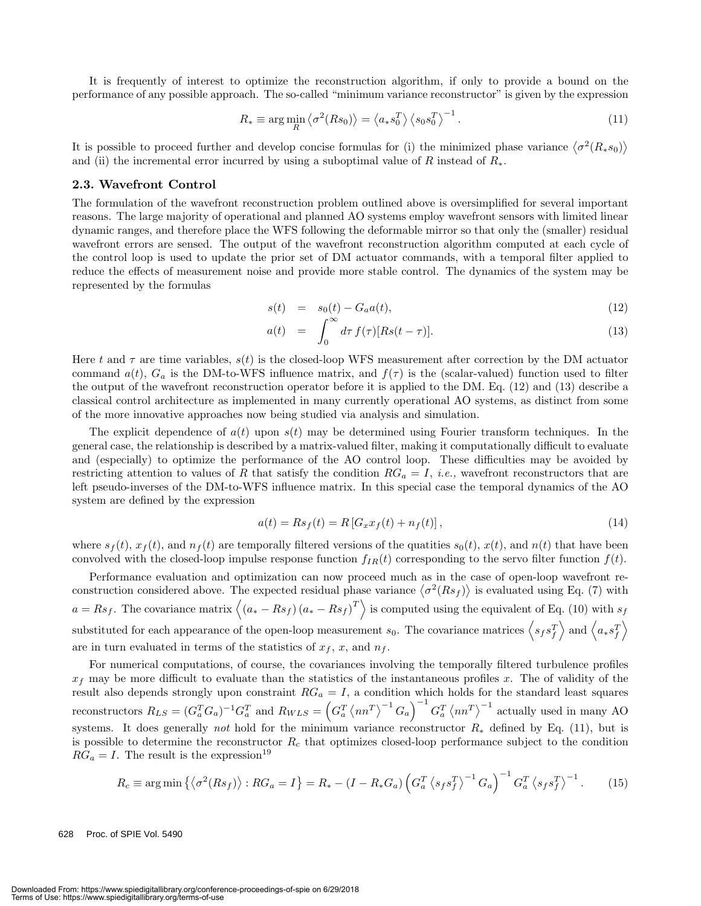It is frequently of interest to optimize the reconstruction algorithm, if only to provide a bound on the performance of any possible approach. The so-called "minimum variance reconstructor" is given by the expression

$$R_* \equiv \arg\min_R \left\langle \sigma^2(Rs_0) \right\rangle = \left\langle a_* s_0^T \right\rangle \left\langle s_0 s_0^T \right\rangle^{-1}. \tag{11}$$

It is possible to proceed further and develop concise formulas for (i) the minimized phase variance $\left\langle \sigma^2(R_* s_0) \right\rangle$ and (ii) the incremental error incurred by using a suboptimal value of $R$ instead of $R_*$.

### 2.3. Wavefront Control

The formulation of the wavefront reconstruction problem outlined above is oversimplified for several important reasons. The large majority of operational and planned AO systems employ wavefront sensors with limited linear dynamic ranges, and therefore place the WFS following the deformable mirror so that only the (smaller) residual wavefront errors are sensed. The output of the wavefront reconstruction algorithm computed at each cycle of the control loop is used to update the prior set of DM actuator commands, with a temporal filter applied to reduce the effects of measurement noise and provide more stable control. The dynamics of the system may be represented by the formulas

$$s(t) = s_0(t) - G_a a(t), \tag{12}$$

$$a(t) = \int_0^\infty d\tau\, f(\tau)[Rs(t-\tau)]. \tag{13}$$

Here $t$ and $\tau$ are time variables, $s(t)$ is the closed-loop WFS measurement after correction by the DM actuator command $a(t)$, $G_a$ is the DM-to-WFS influence matrix, and $f(\tau)$ is the (scalar-valued) function used to filter the output of the wavefront reconstruction operator before it is applied to the DM. Eq. (12) and (13) describe a classical control architecture as implemented in many currently operational AO systems, as distinct from some of the more innovative approaches now being studied via analysis and simulation.

The explicit dependence of $a(t)$ upon $s(t)$ may be determined using Fourier transform techniques. In the general case, the relationship is described by a matrix-valued filter, making it computationally difficult to evaluate and (especially) to optimize the performance of the AO control loop. These difficulties may be avoided by restricting attention to values of $R$ that satisfy the condition $RG_a = I$, *i.e.,* wavefront reconstructors that are left pseudo-inverses of the DM-to-WFS influence matrix. In this special case the temporal dynamics of the AO system are defined by the expression

$$a(t) = Rs_f(t) = R\left[G_x x_f(t) + n_f(t)\right], \tag{14}$$

where $s_f(t)$, $x_f(t)$, and $n_f(t)$ are temporally filtered versions of the quatities $s_0(t)$, $x(t)$, and $n(t)$ that have been convolved with the closed-loop impulse response function $f_{IR}(t)$ corresponding to the servo filter function $f(t)$.

Performance evaluation and optimization can now proceed much as in the case of open-loop wavefront reconstruction considered above. The expected residual phase variance $\left\langle \sigma^2(Rs_f) \right\rangle$ is evaluated using Eq. (7) with $a = Rs_f$. The covariance matrix $\left\langle (a_* - Rs_f)(a_* - Rs_f)^T \right\rangle$ is computed using the equivalent of Eq. (10) with $s_f$ substituted for each appearance of the open-loop measurement $s_0$. The covariance matrices $\left\langle s_f s_f^T \right\rangle$ and $\left\langle a_* s_f^T \right\rangle$ are in turn evaluated in terms of the statistics of $x_f$, $x$, and $n_f$.

For numerical computations, of course, the covariances involving the temporally filtered turbulence profiles $x_f$ may be more difficult to evaluate than the statistics of the instantaneous profiles $x$. The of validity of the result also depends strongly upon constraint $RG_a = I$, a condition which holds for the standard least squares reconstructors $R_{LS} = (G_a^T G_a)^{-1} G_a^T$ and $R_{WLS} = \left( G_a^T \left\langle nn^T \right\rangle^{-1} G_a \right)^{-1} G_a^T \left\langle nn^T \right\rangle^{-1}$ actually used in many AO systems. It does generally *not* hold for the minimum variance reconstructor $R_*$ defined by Eq. (11), but is is possible to determine the reconstructor $R_c$ that optimizes closed-loop performance subject to the condition $RG_a = I$. The result is the expression[19]

$$R_c \equiv \arg\min \left\{ \left\langle \sigma^2(Rs_f) \right\rangle : RG_a = I \right\} = R_* - (I - R_* G_a) \left( G_a^T \left\langle s_f s_f^T \right\rangle^{-1} G_a \right)^{-1} G_a^T \left\langle s_f s_f^T \right\rangle^{-1}. \tag{15}$$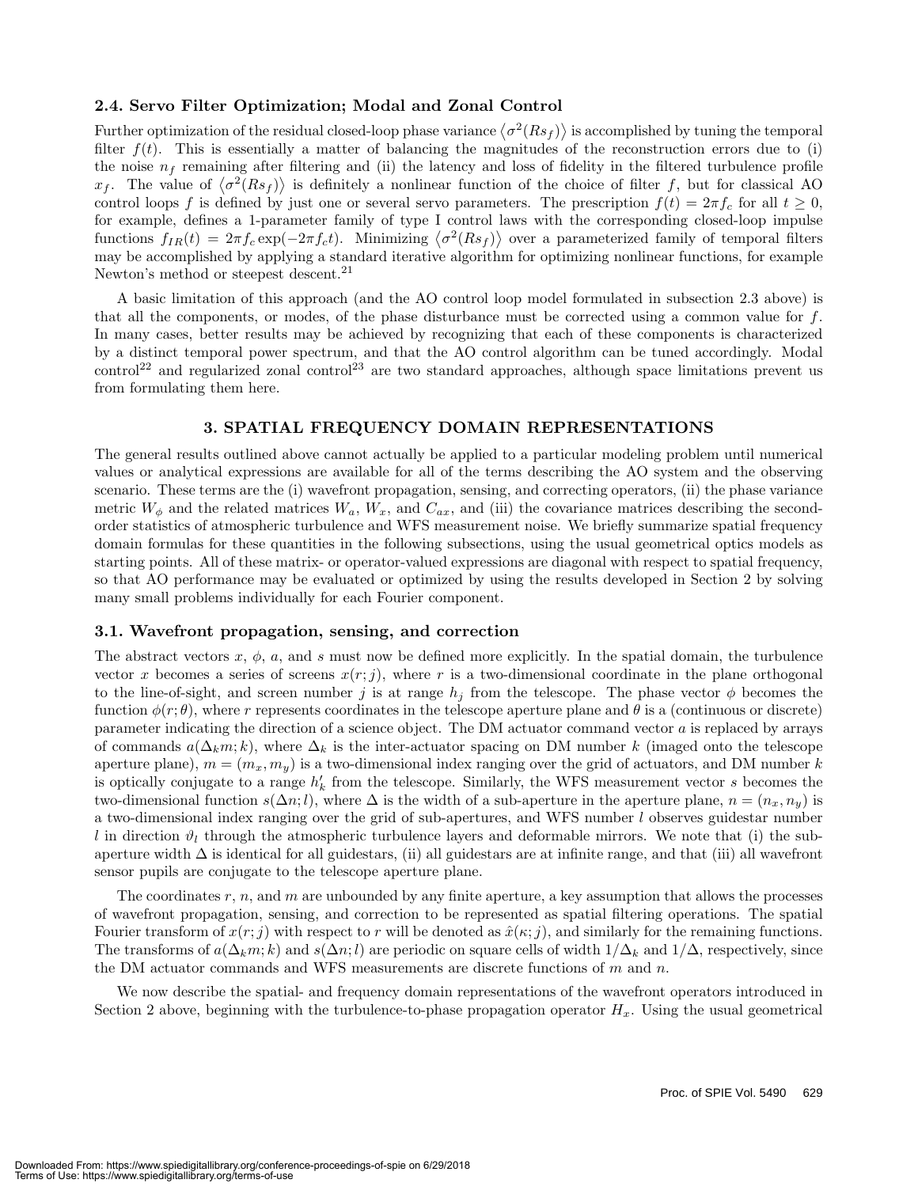### 2.4. Servo Filter Optimization; Modal and Zonal Control

Further optimization of the residual closed-loop phase variance $\langle \sigma^2(Rs_f) \rangle$ is accomplished by tuning the temporal filter $f(t)$. This is essentially a matter of balancing the magnitudes of the reconstruction errors due to (i) the noise $n_f$ remaining after filtering and (ii) the latency and loss of fidelity in the filtered turbulence profile $x_f$. The value of $\langle \sigma^2(Rs_f) \rangle$ is definitely a nonlinear function of the choice of filter $f$, but for classical AO control loops $f$ is defined by just one or several servo parameters. The prescription $f(t) = 2\pi f_c$ for all $t \geq 0$, for example, defines a 1-parameter family of type I control laws with the corresponding closed-loop impulse functions $f_{IR}(t) = 2\pi f_c \exp(-2\pi f_c t)$. Minimizing $\langle \sigma^2(Rs_f) \rangle$ over a parameterized family of temporal filters may be accomplished by applying a standard iterative algorithm for optimizing nonlinear functions, for example Newton's method or steepest descent.[21]

A basic limitation of this approach (and the AO control loop model formulated in subsection 2.3 above) is that all the components, or modes, of the phase disturbance must be corrected using a common value for $f$. In many cases, better results may be achieved by recognizing that each of these components is characterized by a distinct temporal power spectrum, and that the AO control algorithm can be tuned accordingly. Modal control[22] and regularized zonal control[23] are two standard approaches, although space limitations prevent us from formulating them here.

## 3. SPATIAL FREQUENCY DOMAIN REPRESENTATIONS

The general results outlined above cannot actually be applied to a particular modeling problem until numerical values or analytical expressions are available for all of the terms describing the AO system and the observing scenario. These terms are the (i) wavefront propagation, sensing, and correcting operators, (ii) the phase variance metric $W_\phi$ and the related matrices $W_a$, $W_x$, and $C_{ax}$, and (iii) the covariance matrices describing the second-order statistics of atmospheric turbulence and WFS measurement noise. We briefly summarize spatial frequency domain formulas for these quantities in the following subsections, using the usual geometrical optics models as starting points. All of these matrix- or operator-valued expressions are diagonal with respect to spatial frequency, so that AO performance may be evaluated or optimized by using the results developed in Section 2 by solving many small problems individually for each Fourier component.

### 3.1. Wavefront propagation, sensing, and correction

The abstract vectors $x$, $\phi$, $a$, and $s$ must now be defined more explicitly. In the spatial domain, the turbulence vector $x$ becomes a series of screens $x(r; j)$, where $r$ is a two-dimensional coordinate in the plane orthogonal to the line-of-sight, and screen number $j$ is at range $h_j$ from the telescope. The phase vector $\phi$ becomes the function $\phi(r; \theta)$, where $r$ represents coordinates in the telescope aperture plane and $\theta$ is a (continuous or discrete) parameter indicating the direction of a science object. The DM actuator command vector $a$ is replaced by arrays of commands $a(\Delta_k m; k)$, where $\Delta_k$ is the inter-actuator spacing on DM number $k$ (imaged onto the telescope aperture plane), $m = (m_x, m_y)$ is a two-dimensional index ranging over the grid of actuators, and DM number $k$ is optically conjugate to a range $h'_k$ from the telescope. Similarly, the WFS measurement vector $s$ becomes the two-dimensional function $s(\Delta n; l)$, where $\Delta$ is the width of a sub-aperture in the aperture plane, $n = (n_x, n_y)$ is a two-dimensional index ranging over the grid of sub-apertures, and WFS number $l$ observes guidestar number $l$ in direction $\vartheta_l$ through the atmospheric turbulence layers and deformable mirrors. We note that (i) the sub-aperture width $\Delta$ is identical for all guidestars, (ii) all guidestars are at infinite range, and that (iii) all wavefront sensor pupils are conjugate to the telescope aperture plane.

The coordinates $r$, $n$, and $m$ are unbounded by any finite aperture, a key assumption that allows the processes of wavefront propagation, sensing, and correction to be represented as spatial filtering operations. The spatial Fourier transform of $x(r; j)$ with respect to $r$ will be denoted as $\hat{x}(\kappa; j)$, and similarly for the remaining functions. The transforms of $a(\Delta_k m; k)$ and $s(\Delta n; l)$ are periodic on square cells of width $1/\Delta_k$ and $1/\Delta$, respectively, since the DM actuator commands and WFS measurements are discrete functions of $m$ and $n$.

We now describe the spatial- and frequency domain representations of the wavefront operators introduced in Section 2 above, beginning with the turbulence-to-phase propagation operator $H_x$. Using the usual geometrical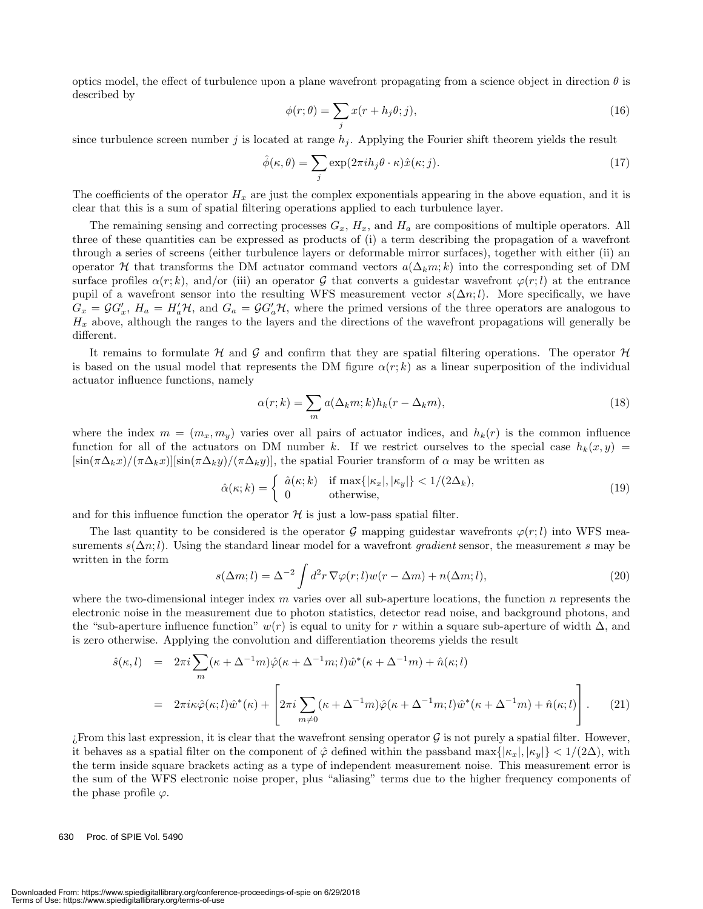optics model, the effect of turbulence upon a plane wavefront propagating from a science object in direction $\theta$ is described by

$$\phi(r;\theta) = \sum_j x(r + h_j\theta; j), \tag{16}$$

since turbulence screen number $j$ is located at range $h_j$. Applying the Fourier shift theorem yields the result

$$\hat{\phi}(\kappa,\theta) = \sum_j \exp(2\pi i h_j \theta \cdot \kappa)\hat{x}(\kappa; j). \tag{17}$$

The coefficients of the operator $H_x$ are just the complex exponentials appearing in the above equation, and it is clear that this is a sum of spatial filtering operations applied to each turbulence layer.

The remaining sensing and correcting processes $G_x$, $H_x$, and $H_a$ are compositions of multiple operators. All three of these quantities can be expressed as products of (i) a term describing the propagation of a wavefront through a series of screens (either turbulence layers or deformable mirror surfaces), together with either (ii) an operator $\mathcal{H}$ that transforms the DM actuator command vectors $a(\Delta_k m; k)$ into the corresponding set of DM surface profiles $\alpha(r;k)$, and/or (iii) an operator $\mathcal{G}$ that converts a guidestar wavefront $\varphi(r;l)$ at the entrance pupil of a wavefront sensor into the resulting WFS measurement vector $s(\Delta n; l)$. More specifically, we have $G_x = \mathcal{G}G'_x$, $H_a = H'_a\mathcal{H}$, and $G_a = \mathcal{G}G'_a\mathcal{H}$, where the primed versions of the three operators are analogous to $H_x$ above, although the ranges to the layers and the directions of the wavefront propagations will generally be different.

It remains to formulate $\mathcal{H}$ and $\mathcal{G}$ and confirm that they are spatial filtering operations. The operator $\mathcal{H}$ is based on the usual model that represents the DM figure $\alpha(r;k)$ as a linear superposition of the individual actuator influence functions, namely

$$\alpha(r;k) = \sum_m a(\Delta_k m; k) h_k(r - \Delta_k m), \tag{18}$$

where the index $m = (m_x, m_y)$ varies over all pairs of actuator indices, and $h_k(r)$ is the common influence function for all of the actuators on DM number $k$. If we restrict ourselves to the special case $h_k(x,y) = [\sin(\pi\Delta_k x)/(\pi\Delta_k x)][\sin(\pi\Delta_k y)/(\pi\Delta_k y)]$, the spatial Fourier transform of $\alpha$ may be written as

$$\hat{\alpha}(\kappa;k) = \begin{cases} \hat{a}(\kappa;k) & \text{if } \max\{|\kappa_x|,|\kappa_y|\} < 1/(2\Delta_k), \\ 0 & \text{otherwise,} \end{cases} \tag{19}$$

and for this influence function the operator $\mathcal{H}$ is just a low-pass spatial filter.

The last quantity to be considered is the operator $\mathcal{G}$ mapping guidestar wavefronts $\varphi(r;l)$ into WFS measurements $s(\Delta n; l)$. Using the standard linear model for a wavefront *gradient* sensor, the measurement $s$ may be written in the form

$$s(\Delta m; l) = \Delta^{-2} \int d^2r \, \nabla\varphi(r;l) w(r - \Delta m) + n(\Delta m; l), \tag{20}$$

where the two-dimensional integer index $m$ varies over all sub-aperture locations, the function $n$ represents the electronic noise in the measurement due to photon statistics, detector read noise, and background photons, and the "sub-aperture influence function" $w(r)$ is equal to unity for $r$ within a square sub-aperture of width $\Delta$, and is zero otherwise. Applying the convolution and differentiation theorems yields the result

$$\begin{aligned} \hat{s}(\kappa,l) &= 2\pi i \sum_m (\kappa + \Delta^{-1}m)\hat{\varphi}(\kappa + \Delta^{-1}m; l)\hat{w}^*(\kappa + \Delta^{-1}m) + \hat{n}(\kappa;l) \\ &= 2\pi i \kappa \hat{\varphi}(\kappa;l)\hat{w}^*(\kappa) + \left[ 2\pi i \sum_{m\neq 0} (\kappa + \Delta^{-1}m)\hat{\varphi}(\kappa + \Delta^{-1}m; l)\hat{w}^*(\kappa + \Delta^{-1}m) + \hat{n}(\kappa;l) \right]. \end{aligned} \tag{21}$$

¿From this last expression, it is clear that the wavefront sensing operator $\mathcal{G}$ is not purely a spatial filter. However, it behaves as a spatial filter on the component of $\hat{\varphi}$ defined within the passband $\max\{|\kappa_x|,|\kappa_y|\} < 1/(2\Delta)$, with the term inside square brackets acting as a type of independent measurement noise. This measurement error is the sum of the WFS electronic noise proper, plus "aliasing" terms due to the higher frequency components of the phase profile $\varphi$.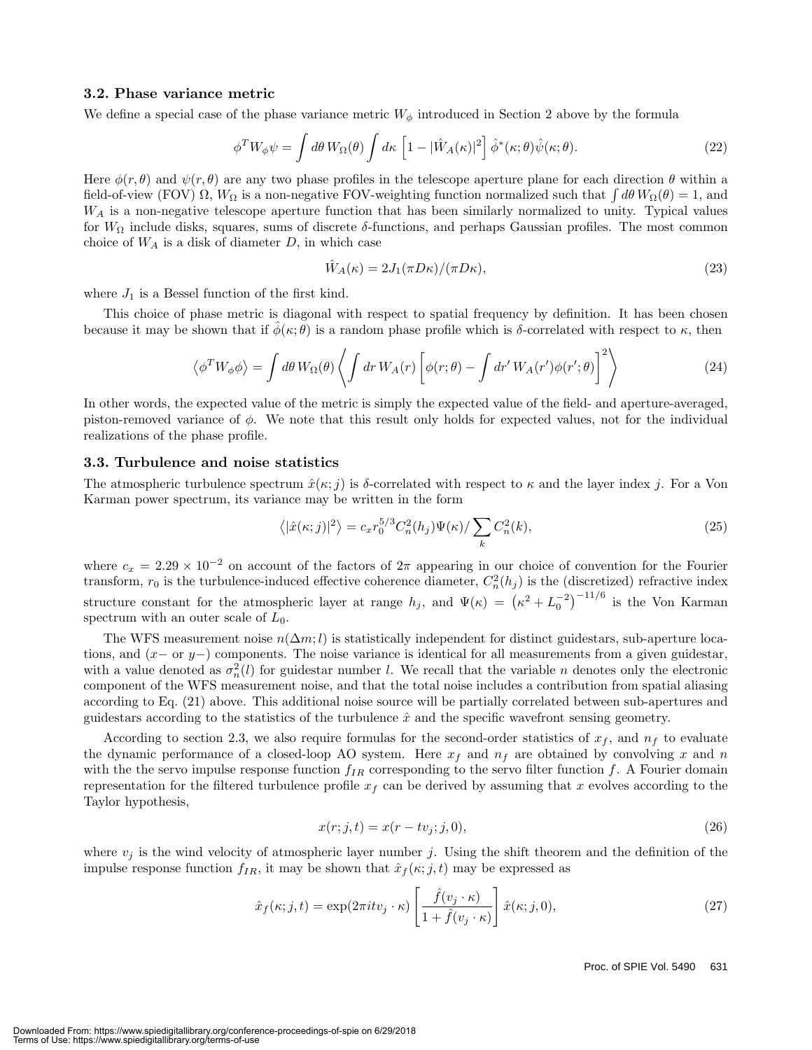### 3.2. Phase variance metric

We define a special case of the phase variance metric $W_\phi$ introduced in Section 2 above by the formula

$$\phi^T W_\phi \psi = \int d\theta \, W_\Omega(\theta) \int d\kappa \, \left[1 - |\hat{W}_A(\kappa)|^2\right] \hat{\phi}^*(\kappa;\theta)\hat{\psi}(\kappa;\theta). \tag{22}$$

Here $\phi(r,\theta)$ and $\psi(r,\theta)$ are any two phase profiles in the telescope aperture plane for each direction $\theta$ within a field-of-view (FOV) $\Omega$, $W_\Omega$ is a non-negative FOV-weighting function normalized such that $\int d\theta \, W_\Omega(\theta) = 1$, and $W_A$ is a non-negative telescope aperture function that has been similarly normalized to unity. Typical values for $W_\Omega$ include disks, squares, sums of discrete $\delta$-functions, and perhaps Gaussian profiles. The most common choice of $W_A$ is a disk of diameter $D$, in which case

$$\hat{W}_A(\kappa) = 2J_1(\pi D\kappa)/(\pi D\kappa), \tag{23}$$

where $J_1$ is a Bessel function of the first kind.

This choice of phase metric is diagonal with respect to spatial frequency by definition. It has been chosen because it may be shown that if $\hat{\phi}(\kappa;\theta)$ is a random phase profile which is $\delta$-correlated with respect to $\kappa$, then

$$\left\langle \phi^T W_\phi \phi \right\rangle = \int d\theta \, W_\Omega(\theta) \left\langle \int dr \, W_A(r) \left[\phi(r;\theta) - \int dr' \, W_A(r')\phi(r';\theta)\right]^2 \right\rangle \tag{24}$$

In other words, the expected value of the metric is simply the expected value of the field- and aperture-averaged, piston-removed variance of $\phi$. We note that this result only holds for expected values, not for the individual realizations of the phase profile.

### 3.3. Turbulence and noise statistics

The atmospheric turbulence spectrum $\hat{x}(\kappa;j)$ is $\delta$-correlated with respect to $\kappa$ and the layer index $j$. For a Von Karman power spectrum, its variance may be written in the form

$$\left\langle |\hat{x}(\kappa;j)|^2 \right\rangle = c_x r_0^{5/3} C_n^2(h_j)\Psi(\kappa) / \sum_k C_n^2(k), \tag{25}$$

where $c_x = 2.29 \times 10^{-2}$ on account of the factors of $2\pi$ appearing in our choice of convention for the Fourier transform, $r_0$ is the turbulence-induced effective coherence diameter, $C_n^2(h_j)$ is the (discretized) refractive index structure constant for the atmospheric layer at range $h_j$, and $\Psi(\kappa) = \left(\kappa^2 + L_0^{-2}\right)^{-11/6}$ is the Von Karman spectrum with an outer scale of $L_0$.

The WFS measurement noise $n(\Delta m;l)$ is statistically independent for distinct guidestars, sub-aperture locations, and ($x-$ or $y-$) components. The noise variance is identical for all measurements from a given guidestar, with a value denoted as $\sigma_n^2(l)$ for guidestar number $l$. We recall that the variable $n$ denotes only the electronic component of the WFS measurement noise, and that the total noise includes a contribution from spatial aliasing according to Eq. (21) above. This additional noise source will be partially correlated between sub-apertures and guidestars according to the statistics of the turbulence $\hat{x}$ and the specific wavefront sensing geometry.

According to section 2.3, we also require formulas for the second-order statistics of $x_f$, and $n_f$ to evaluate the dynamic performance of a closed-loop AO system. Here $x_f$ and $n_f$ are obtained by convolving $x$ and $n$ with the the servo impulse response function $f_{IR}$ corresponding to the servo filter function $f$. A Fourier domain representation for the filtered turbulence profile $x_f$ can be derived by assuming that $x$ evolves according to the Taylor hypothesis,

$$x(r;j,t) = x(r - tv_j;j,0), \tag{26}$$

where $v_j$ is the wind velocity of atmospheric layer number $j$. Using the shift theorem and the definition of the impulse response function $f_{IR}$, it may be shown that $\hat{x}_f(\kappa;j,t)$ may be expressed as

$$\hat{x}_f(\kappa;j,t) = \exp(2\pi i t v_j \cdot \kappa) \left[\frac{\hat{f}(v_j \cdot \kappa)}{1 + \hat{f}(v_j \cdot \kappa)}\right] \hat{x}(\kappa;j,0), \tag{27}$$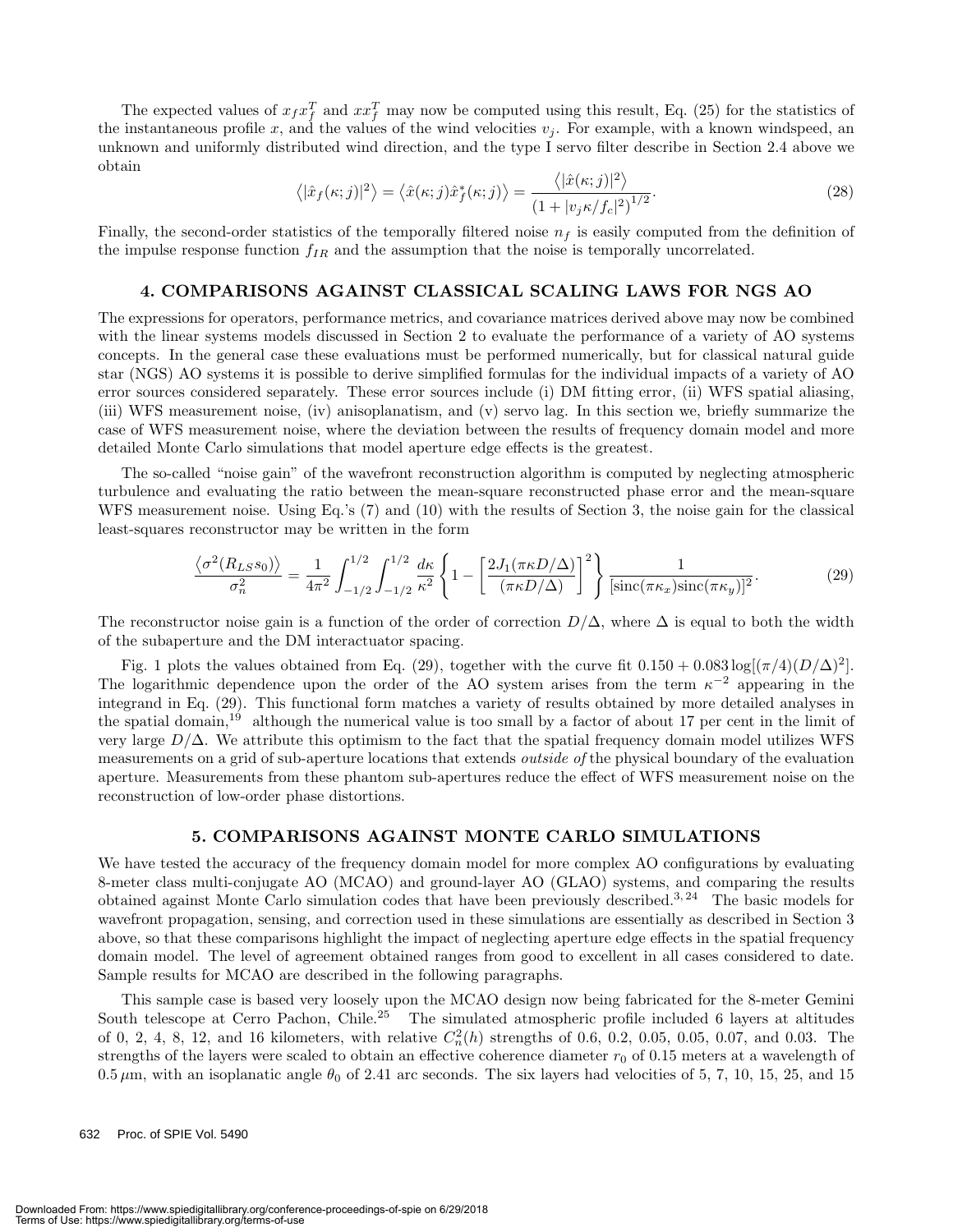The expected values of $x_f x_f^T$ and $x x_f^T$ may now be computed using this result, Eq. (25) for the statistics of the instantaneous profile $x$, and the values of the wind velocities $v_j$. For example, with a known windspeed, an unknown and uniformly distributed wind direction, and the type I servo filter describe in Section 2.4 above we obtain

$$\left\langle |\hat{x}_f(\kappa; j)|^2 \right\rangle = \left\langle \hat{x}(\kappa; j)\hat{x}_f^*(\kappa; j) \right\rangle = \frac{\left\langle |\hat{x}(\kappa; j)|^2 \right\rangle}{\left(1 + |v_j \kappa / f_c|^2\right)^{1/2}}. \tag{28}$$

Finally, the second-order statistics of the temporally filtered noise $n_f$ is easily computed from the definition of the impulse response function $f_{IR}$ and the assumption that the noise is temporally uncorrelated.

## 4. COMPARISONS AGAINST CLASSICAL SCALING LAWS FOR NGS AO

The expressions for operators, performance metrics, and covariance matrices derived above may now be combined with the linear systems models discussed in Section 2 to evaluate the performance of a variety of AO systems concepts. In the general case these evaluations must be performed numerically, but for classical natural guide star (NGS) AO systems it is possible to derive simplified formulas for the individual impacts of a variety of AO error sources considered separately. These error sources include (i) DM fitting error, (ii) WFS spatial aliasing, (iii) WFS measurement noise, (iv) anisoplanatism, and (v) servo lag. In this section we, briefly summarize the case of WFS measurement noise, where the deviation between the results of frequency domain model and more detailed Monte Carlo simulations that model aperture edge effects is the greatest.

The so-called "noise gain" of the wavefront reconstruction algorithm is computed by neglecting atmospheric turbulence and evaluating the ratio between the mean-square reconstructed phase error and the mean-square WFS measurement noise. Using Eq.'s (7) and (10) with the results of Section 3, the noise gain for the classical least-squares reconstructor may be written in the form

$$\frac{\left\langle \sigma^2(R_{LS} s_0) \right\rangle}{\sigma_n^2} = \frac{1}{4\pi^2} \int_{-1/2}^{1/2} \int_{-1/2}^{1/2} \frac{d\kappa}{\kappa^2} \left\{ 1 - \left[ \frac{2J_1(\pi\kappa D/\Delta)}{(\pi\kappa D/\Delta)} \right]^2 \right\} \frac{1}{[\mathrm{sinc}(\pi\kappa_x)\mathrm{sinc}(\pi\kappa_y)]^2}. \tag{29}$$

The reconstructor noise gain is a function of the order of correction $D/\Delta$, where $\Delta$ is equal to both the width of the subaperture and the DM interactuator spacing.

Fig. 1 plots the values obtained from Eq. (29), together with the curve fit $0.150 + 0.083 \log[(\pi/4)(D/\Delta)^2]$. The logarithmic dependence upon the order of the AO system arises from the term $\kappa^{-2}$ appearing in the integrand in Eq. (29). This functional form matches a variety of results obtained by more detailed analyses in the spatial domain,[19] although the numerical value is too small by a factor of about 17 per cent in the limit of very large $D/\Delta$. We attribute this optimism to the fact that the spatial frequency domain model utilizes WFS measurements on a grid of sub-aperture locations that extends *outside of* the physical boundary of the evaluation aperture. Measurements from these phantom sub-apertures reduce the effect of WFS measurement noise on the reconstruction of low-order phase distortions.

## 5. COMPARISONS AGAINST MONTE CARLO SIMULATIONS

We have tested the accuracy of the frequency domain model for more complex AO configurations by evaluating 8-meter class multi-conjugate AO (MCAO) and ground-layer AO (GLAO) systems, and comparing the results obtained against Monte Carlo simulation codes that have been previously described.[3, 24] The basic models for wavefront propagation, sensing, and correction used in these simulations are essentially as described in Section 3 above, so that these comparisons highlight the impact of neglecting aperture edge effects in the spatial frequency domain model. The level of agreement obtained ranges from good to excellent in all cases considered to date. Sample results for MCAO are described in the following paragraphs.

This sample case is based very loosely upon the MCAO design now being fabricated for the 8-meter Gemini South telescope at Cerro Pachon, Chile.[25] The simulated atmospheric profile included 6 layers at altitudes of 0, 2, 4, 8, 12, and 16 kilometers, with relative $C_n^2(h)$ strengths of 0.6, 0.2, 0.05, 0.05, 0.07, and 0.03. The strengths of the layers were scaled to obtain an effective coherence diameter $r_0$ of 0.15 meters at a wavelength of $0.5\,\mu$m, with an isoplanatic angle $\theta_0$ of 2.41 arc seconds. The six layers had velocities of 5, 7, 10, 15, 25, and 15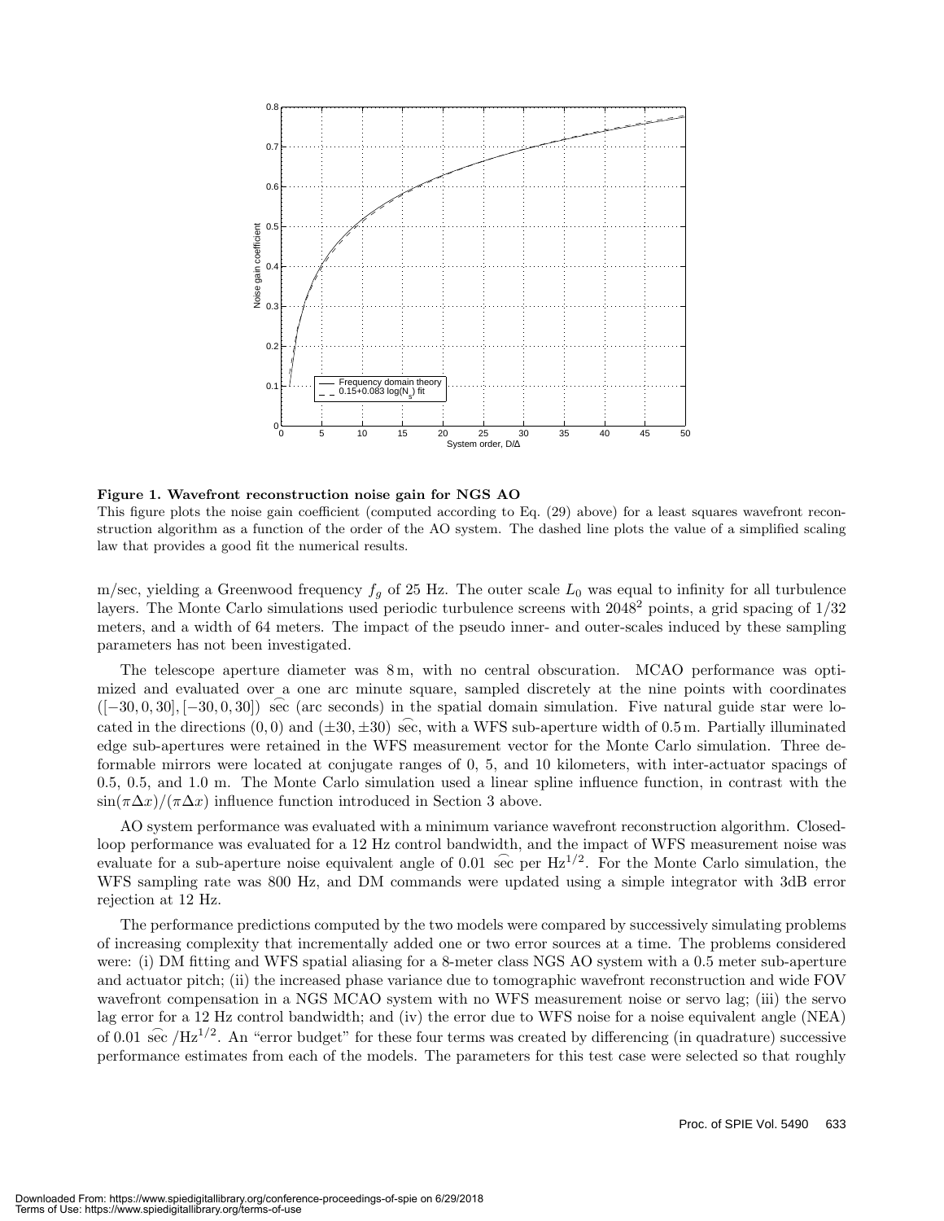**Figure 1. Wavefront reconstruction noise gain for NGS AO**

This figure plots the noise gain coefficient (computed according to Eq. (29) above) for a least squares wavefront reconstruction algorithm as a function of the order of the AO system. The dashed line plots the value of a simplified scaling law that provides a good fit the numerical results.

m/sec, yielding a Greenwood frequency $f_g$ of 25 Hz. The outer scale $L_0$ was equal to infinity for all turbulence layers. The Monte Carlo simulations used periodic turbulence screens with $2048^2$ points, a grid spacing of 1/32 meters, and a width of 64 meters. The impact of the pseudo inner- and outer-scales induced by these sampling parameters has not been investigated.

The telescope aperture diameter was 8 m, with no central obscuration. MCAO performance was optimized and evaluated over a one arc minute square, sampled discretely at the nine points with coordinates $([-30, 0, 30], [-30, 0, 30])$ $\widehat{\text{sec}}$ (arc seconds) in the spatial domain simulation. Five natural guide star were located in the directions $(0, 0)$ and $(\pm 30, \pm 30)$ $\widehat{\text{sec}}$, with a WFS sub-aperture width of 0.5 m. Partially illuminated edge sub-apertures were retained in the WFS measurement vector for the Monte Carlo simulation. Three deformable mirrors were located at conjugate ranges of 0, 5, and 10 kilometers, with inter-actuator spacings of 0.5, 0.5, and 1.0 m. The Monte Carlo simulation used a linear spline influence function, in contrast with the $\sin(\pi \Delta x)/(\pi \Delta x)$ influence function introduced in Section 3 above.

AO system performance was evaluated with a minimum variance wavefront reconstruction algorithm. Closed-loop performance was evaluated for a 12 Hz control bandwidth, and the impact of WFS measurement noise was evaluate for a sub-aperture noise equivalent angle of 0.01 $\widehat{\text{sec}}$ per $\text{Hz}^{1/2}$. For the Monte Carlo simulation, the WFS sampling rate was 800 Hz, and DM commands were updated using a simple integrator with 3dB error rejection at 12 Hz.

The performance predictions computed by the two models were compared by successively simulating problems of increasing complexity that incrementally added one or two error sources at a time. The problems considered were: (i) DM fitting and WFS spatial aliasing for a 8-meter class NGS AO system with a 0.5 meter sub-aperture and actuator pitch; (ii) the increased phase variance due to tomographic wavefront reconstruction and wide FOV wavefront compensation in a NGS MCAO system with no WFS measurement noise or servo lag; (iii) the servo lag error for a 12 Hz control bandwidth; and (iv) the error due to WFS noise for a noise equivalent angle (NEA) of 0.01 $\widehat{\text{sec}}$ $/\text{Hz}^{1/2}$. An "error budget" for these four terms was created by differencing (in quadrature) successive performance estimates from each of the models. The parameters for this test case were selected so that roughly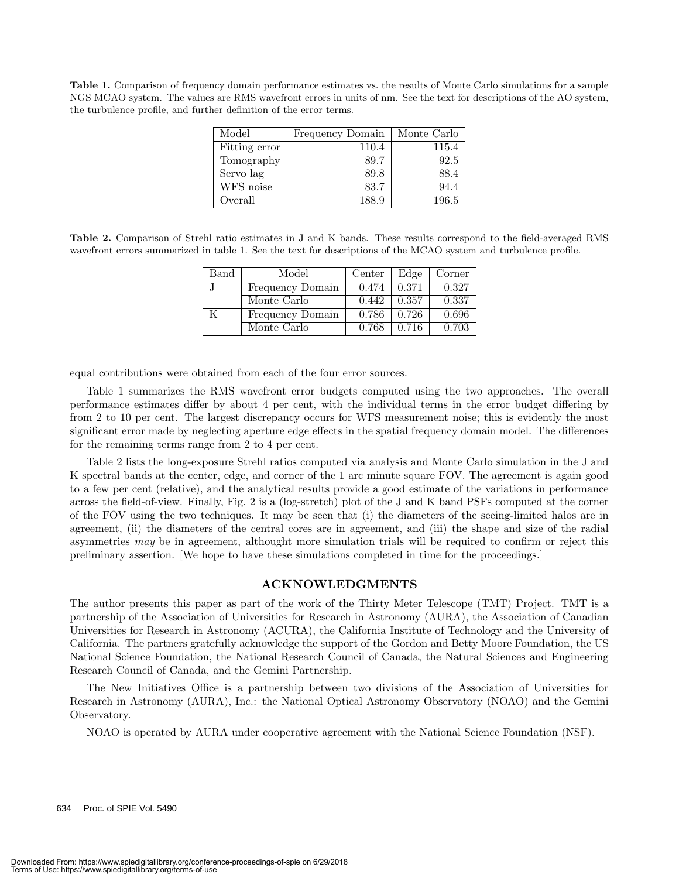**Table 1.** Comparison of frequency domain performance estimates vs. the results of Monte Carlo simulations for a sample NGS MCAO system. The values are RMS wavefront errors in units of nm. See the text for descriptions of the AO system, the turbulence profile, and further definition of the error terms.

| Model | Frequency Domain | Monte Carlo |
|---|---|---|
| Fitting error | 110.4 | 115.4 |
| Tomography | 89.7 | 92.5 |
| Servo lag | 89.8 | 88.4 |
| WFS noise | 83.7 | 94.4 |
| Overall | 188.9 | 196.5 |

**Table 2.** Comparison of Strehl ratio estimates in J and K bands. These results correspond to the field-averaged RMS wavefront errors summarized in table 1. See the text for descriptions of the MCAO system and turbulence profile.

| Band | Model | Center | Edge | Corner |
|---|---|---|---|---|
| J | Frequency Domain | 0.474 | 0.371 | 0.327 |
| | Monte Carlo | 0.442 | 0.357 | 0.337 |
| K | Frequency Domain | 0.786 | 0.726 | 0.696 |
| | Monte Carlo | 0.768 | 0.716 | 0.703 |

equal contributions were obtained from each of the four error sources.

Table 1 summarizes the RMS wavefront error budgets computed using the two approaches. The overall performance estimates differ by about 4 per cent, with the individual terms in the error budget differing by from 2 to 10 per cent. The largest discrepancy occurs for WFS measurement noise; this is evidently the most significant error made by neglecting aperture edge effects in the spatial frequency domain model. The differences for the remaining terms range from 2 to 4 per cent.

Table 2 lists the long-exposure Strehl ratios computed via analysis and Monte Carlo simulation in the J and K spectral bands at the center, edge, and corner of the 1 arc minute square FOV. The agreement is again good to a few per cent (relative), and the analytical results provide a good estimate of the variations in performance across the field-of-view. Finally, Fig. 2 is a (log-stretch) plot of the J and K band PSFs computed at the corner of the FOV using the two techniques. It may be seen that (i) the diameters of the seeing-limited halos are in agreement, (ii) the diameters of the central cores are in agreement, and (iii) the shape and size of the radial asymmetries *may* be in agreement, althought more simulation trials will be required to confirm or reject this preliminary assertion. [We hope to have these simulations completed in time for the proceedings.]

## ACKNOWLEDGMENTS

The author presents this paper as part of the work of the Thirty Meter Telescope (TMT) Project. TMT is a partnership of the Association of Universities for Research in Astronomy (AURA), the Association of Canadian Universities for Research in Astronomy (ACURA), the California Institute of Technology and the University of California. The partners gratefully acknowledge the support of the Gordon and Betty Moore Foundation, the US National Science Foundation, the National Research Council of Canada, the Natural Sciences and Engineering Research Council of Canada, and the Gemini Partnership.

The New Initiatives Office is a partnership between two divisions of the Association of Universities for Research in Astronomy (AURA), Inc.: the National Optical Astronomy Observatory (NOAO) and the Gemini Observatory.

NOAO is operated by AURA under cooperative agreement with the National Science Foundation (NSF).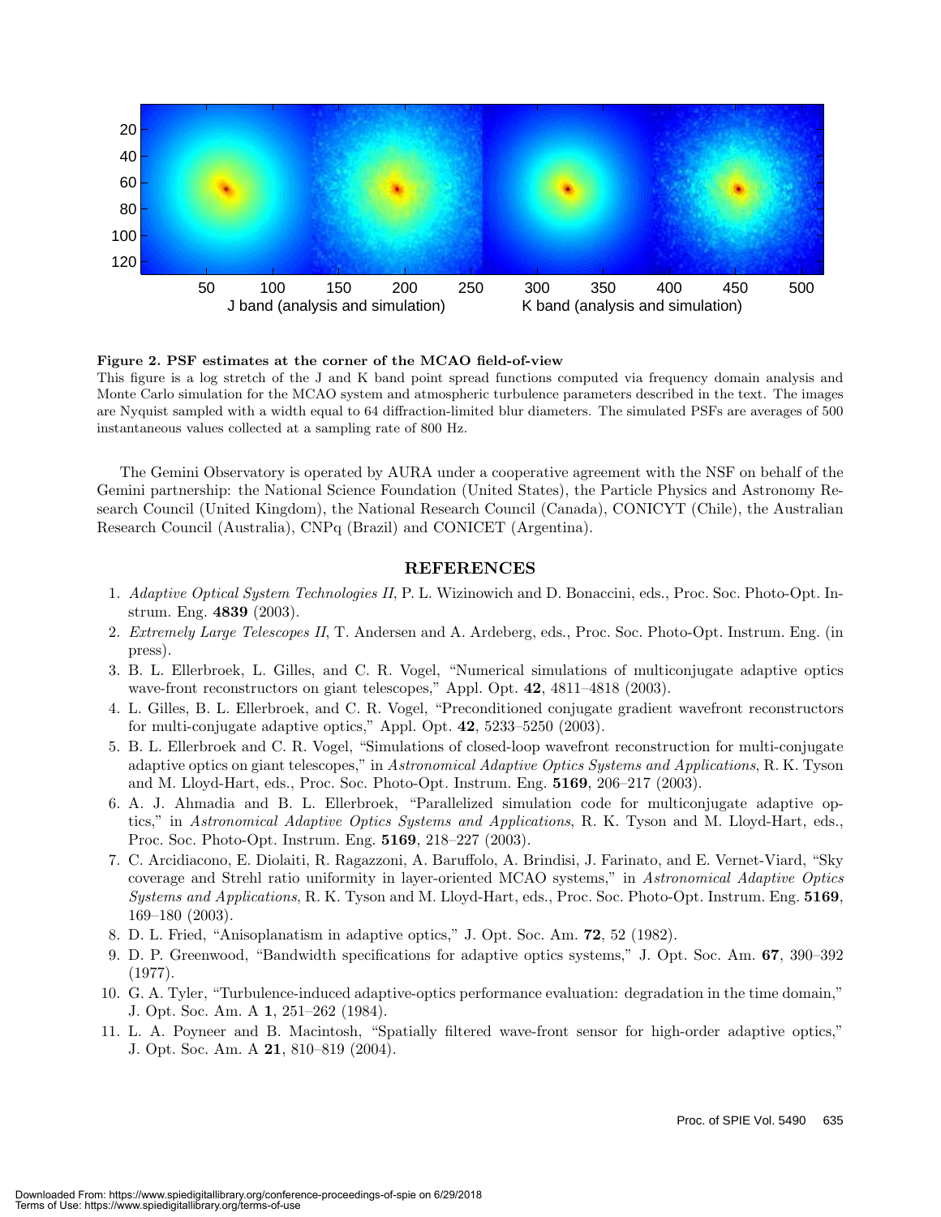**Figure 2. PSF estimates at the corner of the MCAO field-of-view**

This figure is a log stretch of the J and K band point spread functions computed via frequency domain analysis and Monte Carlo simulation for the MCAO system and atmospheric turbulence parameters described in the text. The images are Nyquist sampled with a width equal to 64 diffraction-limited blur diameters. The simulated PSFs are averages of 500 instantaneous values collected at a sampling rate of 800 Hz.

The Gemini Observatory is operated by AURA under a cooperative agreement with the NSF on behalf of the Gemini partnership: the National Science Foundation (United States), the Particle Physics and Astronomy Research Council (United Kingdom), the National Research Council (Canada), CONICYT (Chile), the Australian Research Council (Australia), CNPq (Brazil) and CONICET (Argentina).

## REFERENCES

1. *Adaptive Optical System Technologies II*, P. L. Wizinowich and D. Bonaccini, eds., Proc. Soc. Photo-Opt. Instrum. Eng. **4839** (2003).
2. *Extremely Large Telescopes II*, T. Andersen and A. Ardeberg, eds., Proc. Soc. Photo-Opt. Instrum. Eng. (in press).
3. B. L. Ellerbroek, L. Gilles, and C. R. Vogel, "Numerical simulations of multiconjugate adaptive optics wave-front reconstructors on giant telescopes," Appl. Opt. **42**, 4811–4818 (2003).
4. L. Gilles, B. L. Ellerbroek, and C. R. Vogel, "Preconditioned conjugate gradient wavefront reconstructors for multi-conjugate adaptive optics," Appl. Opt. **42**, 5233–5250 (2003).
5. B. L. Ellerbroek and C. R. Vogel, "Simulations of closed-loop wavefront reconstruction for multi-conjugate adaptive optics on giant telescopes," in *Astronomical Adaptive Optics Systems and Applications*, R. K. Tyson and M. Lloyd-Hart, eds., Proc. Soc. Photo-Opt. Instrum. Eng. **5169**, 206–217 (2003).
6. A. J. Ahmadia and B. L. Ellerbroek, "Parallelized simulation code for multiconjugate adaptive optics," in *Astronomical Adaptive Optics Systems and Applications*, R. K. Tyson and M. Lloyd-Hart, eds., Proc. Soc. Photo-Opt. Instrum. Eng. **5169**, 218–227 (2003).
7. C. Arcidiacono, E. Diolaiti, R. Ragazzoni, A. Baruffolo, A. Brindisi, J. Farinato, and E. Vernet-Viard, "Sky coverage and Strehl ratio uniformity in layer-oriented MCAO systems," in *Astronomical Adaptive Optics Systems and Applications*, R. K. Tyson and M. Lloyd-Hart, eds., Proc. Soc. Photo-Opt. Instrum. Eng. **5169**, 169–180 (2003).
8. D. L. Fried, "Anisoplanatism in adaptive optics," J. Opt. Soc. Am. **72**, 52 (1982).
9. D. P. Greenwood, "Bandwidth specifications for adaptive optics systems," J. Opt. Soc. Am. **67**, 390–392 (1977).
10. G. A. Tyler, "Turbulence-induced adaptive-optics performance evaluation: degradation in the time domain," J. Opt. Soc. Am. A **1**, 251–262 (1984).
11. L. A. Poyneer and B. Macintosh, "Spatially filtered wave-front sensor for high-order adaptive optics," J. Opt. Soc. Am. A **21**, 810–819 (2004).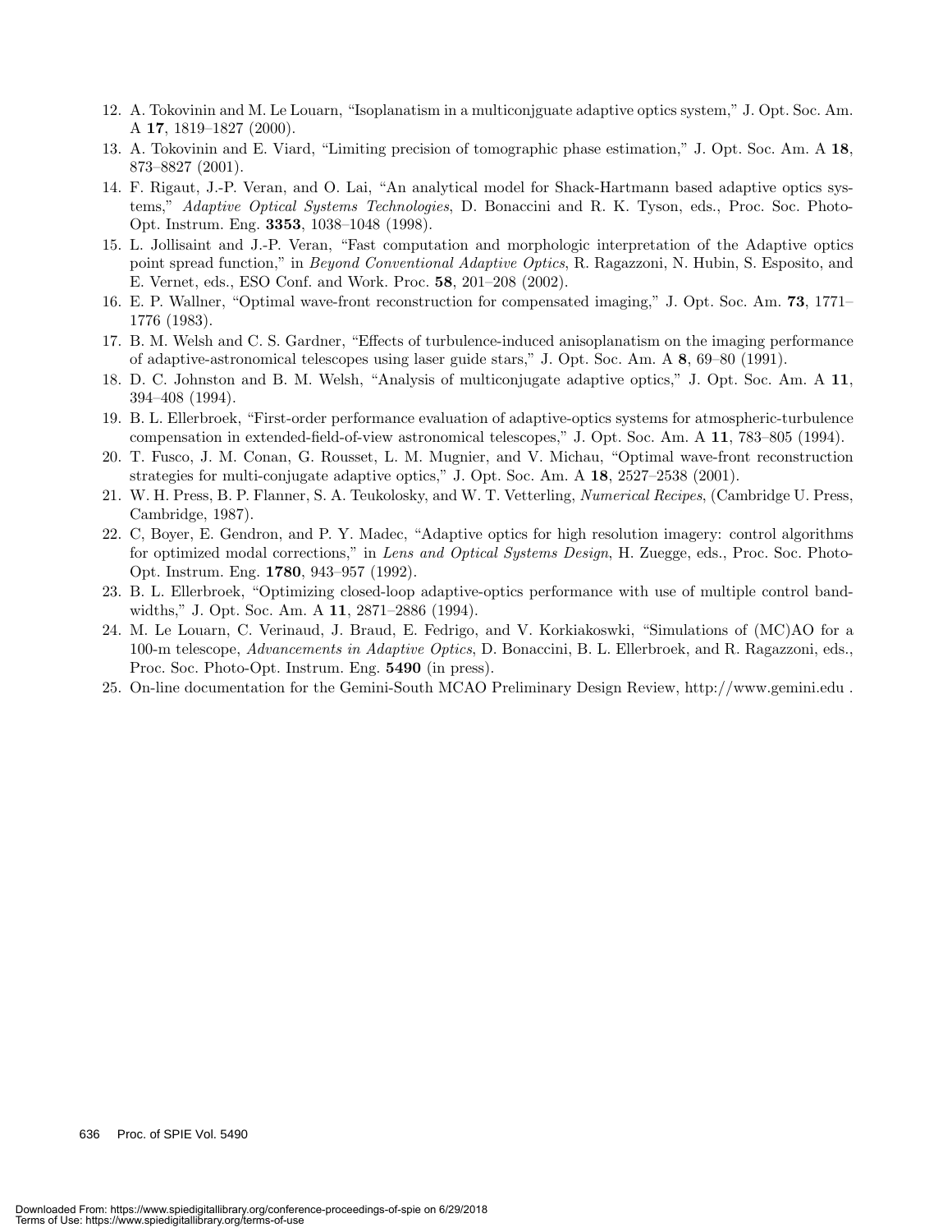12. A. Tokovinin and M. Le Louarn, "Isoplanatism in a multiconjguate adaptive optics system," J. Opt. Soc. Am. A **17**, 1819–1827 (2000).
13. A. Tokovinin and E. Viard, "Limiting precision of tomographic phase estimation," J. Opt. Soc. Am. A **18**, 873–8827 (2001).
14. F. Rigaut, J.-P. Veran, and O. Lai, "An analytical model for Shack-Hartmann based adaptive optics systems," *Adaptive Optical Systems Technologies*, D. Bonaccini and R. K. Tyson, eds., Proc. Soc. Photo-Opt. Instrum. Eng. **3353**, 1038–1048 (1998).
15. L. Jollisaint and J.-P. Veran, "Fast computation and morphologic interpretation of the Adaptive optics point spread function," in *Beyond Conventional Adaptive Optics*, R. Ragazzoni, N. Hubin, S. Esposito, and E. Vernet, eds., ESO Conf. and Work. Proc. **58**, 201–208 (2002).
16. E. P. Wallner, "Optimal wave-front reconstruction for compensated imaging," J. Opt. Soc. Am. **73**, 1771–1776 (1983).
17. B. M. Welsh and C. S. Gardner, "Effects of turbulence-induced anisoplanatism on the imaging performance of adaptive-astronomical telescopes using laser guide stars," J. Opt. Soc. Am. A **8**, 69–80 (1991).
18. D. C. Johnston and B. M. Welsh, "Analysis of multiconjugate adaptive optics," J. Opt. Soc. Am. A **11**, 394–408 (1994).
19. B. L. Ellerbroek, "First-order performance evaluation of adaptive-optics systems for atmospheric-turbulence compensation in extended-field-of-view astronomical telescopes," J. Opt. Soc. Am. A **11**, 783–805 (1994).
20. T. Fusco, J. M. Conan, G. Rousset, L. M. Mugnier, and V. Michau, "Optimal wave-front reconstruction strategies for multi-conjugate adaptive optics," J. Opt. Soc. Am. A **18**, 2527–2538 (2001).
21. W. H. Press, B. P. Flanner, S. A. Teukolosky, and W. T. Vetterling, *Numerical Recipes*, (Cambridge U. Press, Cambridge, 1987).
22. C, Boyer, E. Gendron, and P. Y. Madec, "Adaptive optics for high resolution imagery: control algorithms for optimized modal corrections," in *Lens and Optical Systems Design*, H. Zuegge, eds., Proc. Soc. Photo-Opt. Instrum. Eng. **1780**, 943–957 (1992).
23. B. L. Ellerbroek, "Optimizing closed-loop adaptive-optics performance with use of multiple control bandwidths," J. Opt. Soc. Am. A **11**, 2871–2886 (1994).
24. M. Le Louarn, C. Verinaud, J. Braud, E. Fedrigo, and V. Korkiakoswki, "Simulations of (MC)AO for a 100-m telescope, *Advancements in Adaptive Optics*, D. Bonaccini, B. L. Ellerbroek, and R. Ragazzoni, eds., Proc. Soc. Photo-Opt. Instrum. Eng. **5490** (in press).
25. On-line documentation for the Gemini-South MCAO Preliminary Design Review, http://www.gemini.edu .